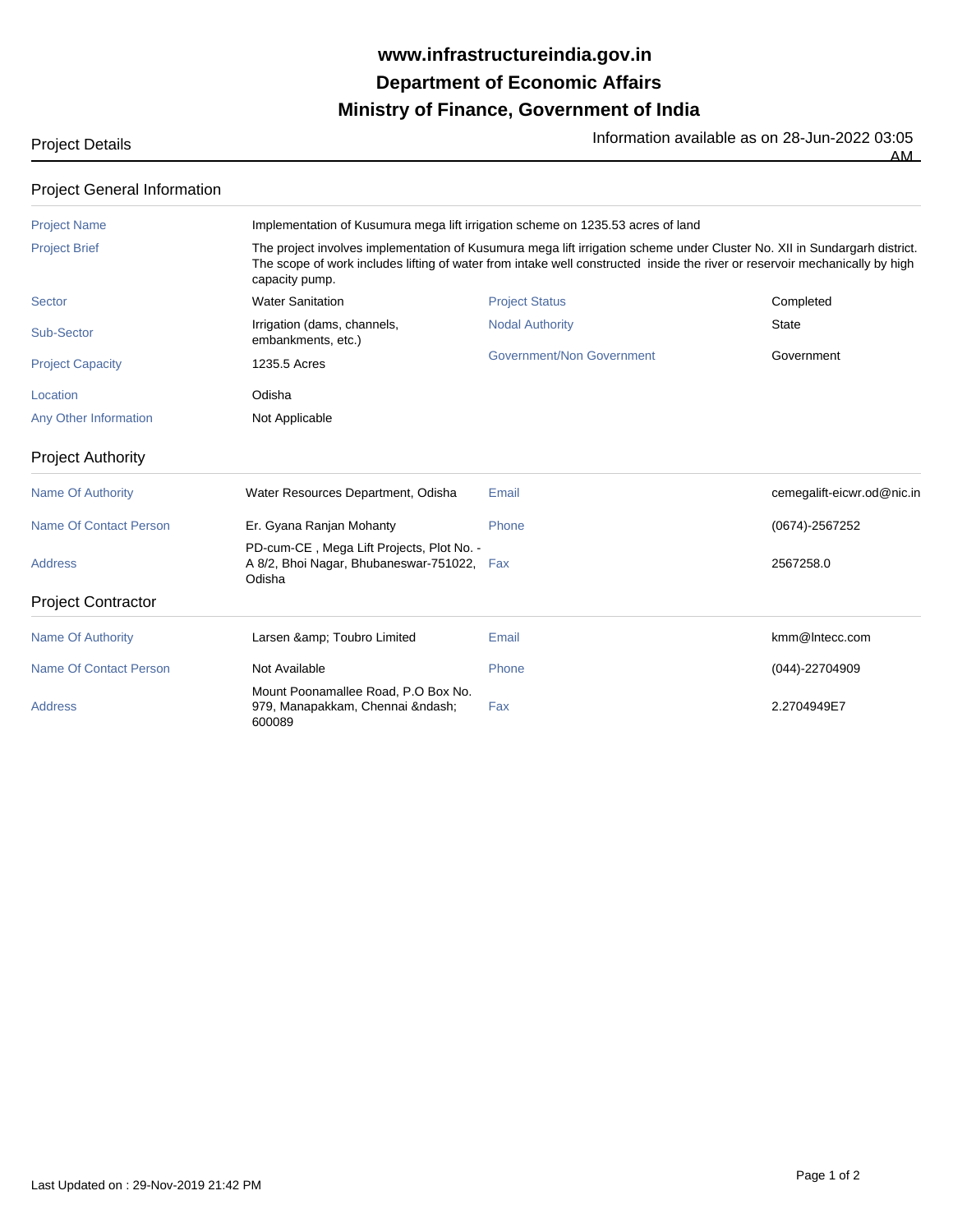**www.infrastructureindia.gov.in**

**Department of Economic Affairs**

**Ministry of Finance, Government of India**

Project Details

Information available as on 28-Jun-2022 03:05 AM

## Project General Information

| | | | |
|---|---|---|---|
| Project Name | Implementation of Kusumura mega lift irrigation scheme on 1235.53 acres of land | | |
| Project Brief | The project involves implementation of Kusumura mega lift irrigation scheme under Cluster No. XII in Sundargarh district. The scope of work includes lifting of water from intake well constructed inside the river or reservoir mechanically by high capacity pump. | | |
| Sector | Water Sanitation | Project Status | Completed |
| Sub-Sector | Irrigation (dams, channels, embankments, etc.) | Nodal Authority | State |
| Project Capacity | 1235.5 Acres | Government/Non Government | Government |
| Location | Odisha | | |
| Any Other Information | Not Applicable | | |

## Project Authority

| | | | |
|---|---|---|---|
| Name Of Authority | Water Resources Department, Odisha | Email | cemegalift-eicwr.od@nic.in |
| Name Of Contact Person | Er. Gyana Ranjan Mohanty | Phone | (0674)-2567252 |
| Address | PD-cum-CE , Mega Lift Projects, Plot No. - A 8/2, Bhoi Nagar, Bhubaneswar-751022, Odisha | Fax | 2567258.0 |

## Project Contractor

| | | | |
|---|---|---|---|
| Name Of Authority | Larsen &amp; Toubro Limited | Email | kmm@lntecc.com |
| Name Of Contact Person | Not Available | Phone | (044)-22704909 |
| Address | Mount Poonamallee Road, P.O Box No. 979, Manapakkam, Chennai &ndash; 600089 | Fax | 2.2704949E7 |

Last Updated on : 29-Nov-2019 21:42 PM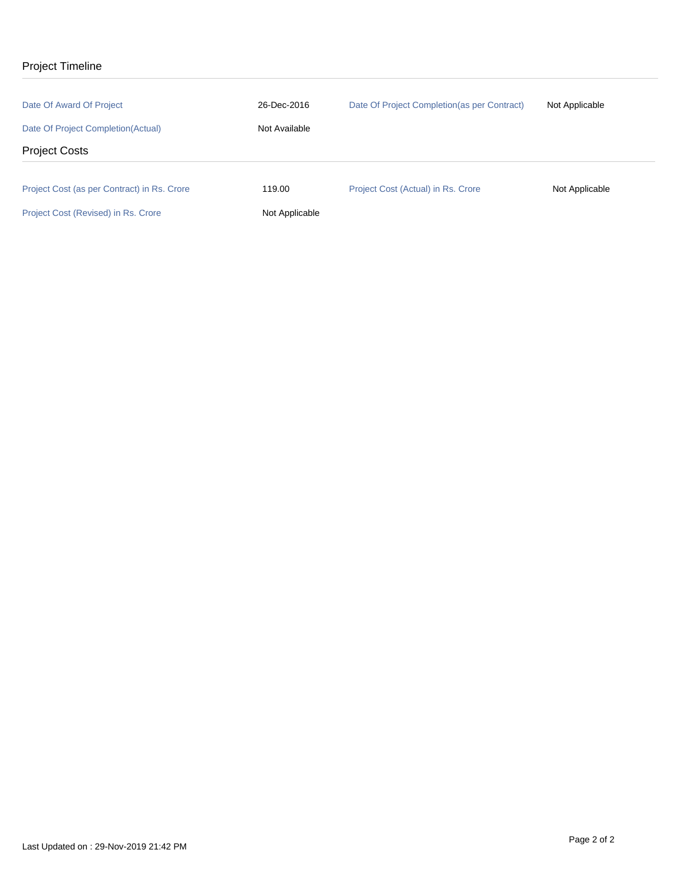## Project Timeline

| | | | |
|---|---|---|---|
| Date Of Award Of Project | 26-Dec-2016 | Date Of Project Completion(as per Contract) | Not Applicable |
| Date Of Project Completion(Actual) | Not Available | | |

## Project Costs

| | | | |
|---|---|---|---|
| Project Cost (as per Contract) in Rs. Crore | 119.00 | Project Cost (Actual) in Rs. Crore | Not Applicable |
| Project Cost (Revised) in Rs. Crore | Not Applicable | | |

Last Updated on : 29-Nov-2019 21:42 PM